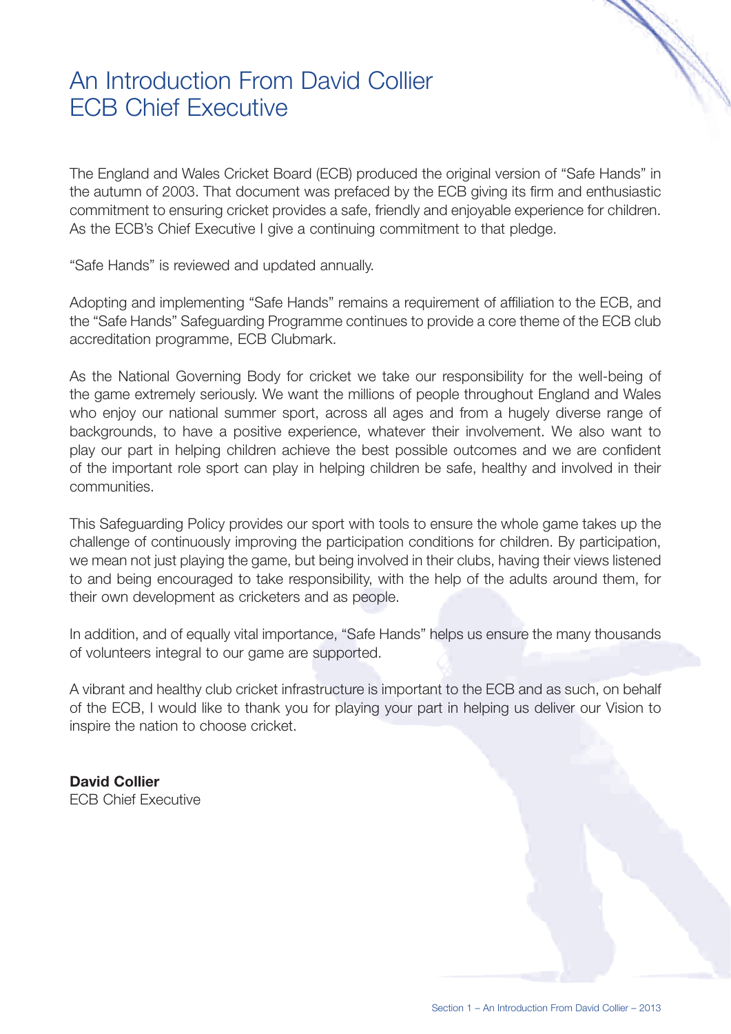# An Introduction From David Collier ECB Chief Executive

The England and Wales Cricket Board (ECB) produced the original version of "Safe Hands" in the autumn of 2003. That document was prefaced by the ECB giving its firm and enthusiastic commitment to ensuring cricket provides a safe, friendly and enjoyable experience for children. As the ECB's Chief Executive I give a continuing commitment to that pledge.

"Safe Hands" is reviewed and updated annually.

Adopting and implementing "Safe Hands" remains a requirement of affiliation to the ECB, and the "Safe Hands" Safeguarding Programme continues to provide a core theme of the ECB club accreditation programme, ECB Clubmark.

As the National Governing Body for cricket we take our responsibility for the well-being of the game extremely seriously. We want the millions of people throughout England and Wales who enjoy our national summer sport, across all ages and from a hugely diverse range of backgrounds, to have a positive experience, whatever their involvement. We also want to play our part in helping children achieve the best possible outcomes and we are confident of the important role sport can play in helping children be safe, healthy and involved in their communities.

This Safeguarding Policy provides our sport with tools to ensure the whole game takes up the challenge of continuously improving the participation conditions for children. By participation, we mean not just playing the game, but being involved in their clubs, having their views listened to and being encouraged to take responsibility, with the help of the adults around them, for their own development as cricketers and as people.

In addition, and of equally vital importance, "Safe Hands" helps us ensure the many thousands of volunteers integral to our game are supported.

A vibrant and healthy club cricket infrastructure is important to the ECB and as such, on behalf of the ECB, I would like to thank you for playing your part in helping us deliver our Vision to inspire the nation to choose cricket.

**David Collier**
ECB Chief Executive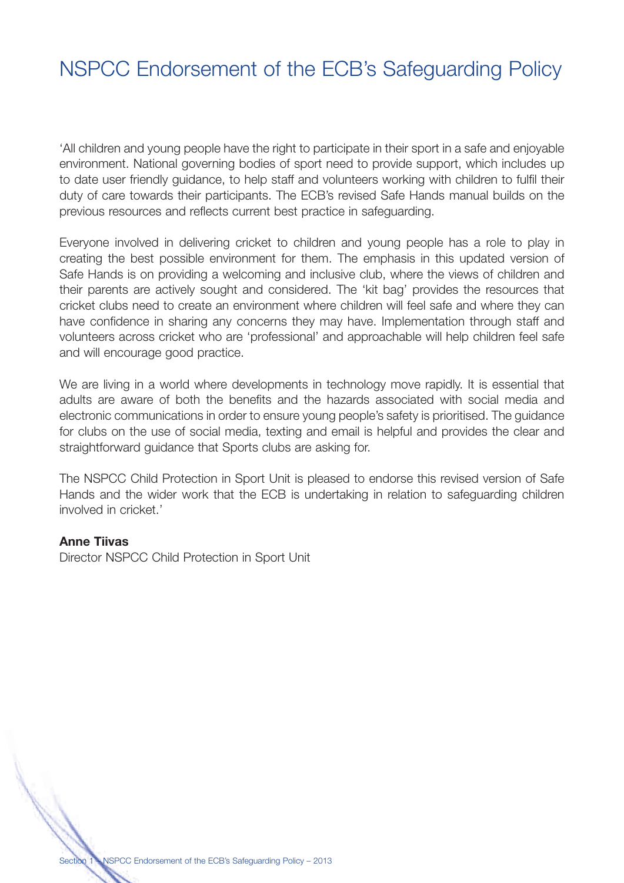# NSPCC Endorsement of the ECB's Safeguarding Policy

'All children and young people have the right to participate in their sport in a safe and enjoyable environment. National governing bodies of sport need to provide support, which includes up to date user friendly guidance, to help staff and volunteers working with children to fulfil their duty of care towards their participants. The ECB's revised Safe Hands manual builds on the previous resources and reflects current best practice in safeguarding.

Everyone involved in delivering cricket to children and young people has a role to play in creating the best possible environment for them. The emphasis in this updated version of Safe Hands is on providing a welcoming and inclusive club, where the views of children and their parents are actively sought and considered. The 'kit bag' provides the resources that cricket clubs need to create an environment where children will feel safe and where they can have confidence in sharing any concerns they may have. Implementation through staff and volunteers across cricket who are 'professional' and approachable will help children feel safe and will encourage good practice.

We are living in a world where developments in technology move rapidly. It is essential that adults are aware of both the benefits and the hazards associated with social media and electronic communications in order to ensure young people's safety is prioritised. The guidance for clubs on the use of social media, texting and email is helpful and provides the clear and straightforward guidance that Sports clubs are asking for.

The NSPCC Child Protection in Sport Unit is pleased to endorse this revised version of Safe Hands and the wider work that the ECB is undertaking in relation to safeguarding children involved in cricket.'

**Anne Tiivas**
Director NSPCC Child Protection in Sport Unit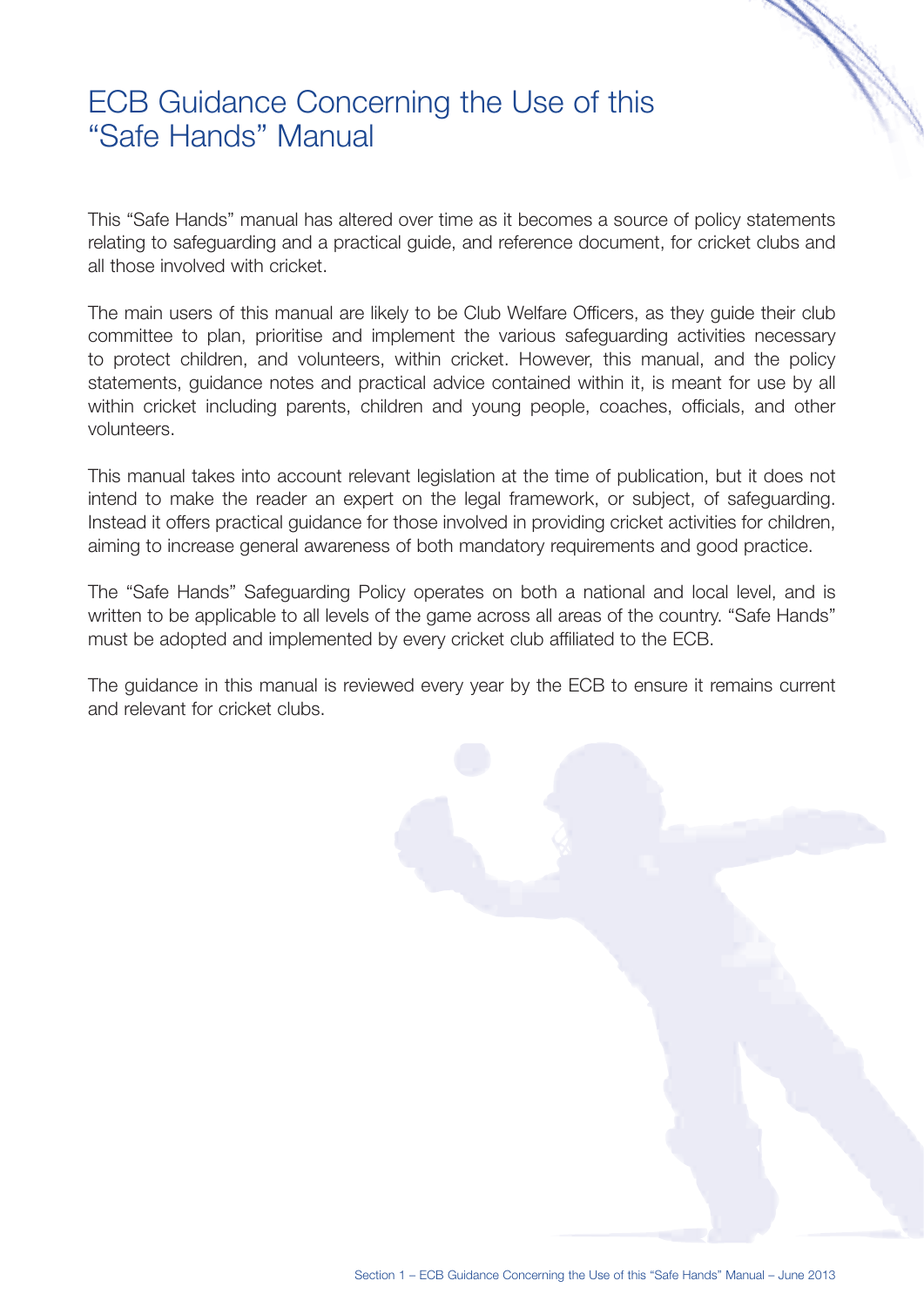# ECB Guidance Concerning the Use of this "Safe Hands" Manual

This "Safe Hands" manual has altered over time as it becomes a source of policy statements relating to safeguarding and a practical guide, and reference document, for cricket clubs and all those involved with cricket.

The main users of this manual are likely to be Club Welfare Officers, as they guide their club committee to plan, prioritise and implement the various safeguarding activities necessary to protect children, and volunteers, within cricket. However, this manual, and the policy statements, guidance notes and practical advice contained within it, is meant for use by all within cricket including parents, children and young people, coaches, officials, and other volunteers.

This manual takes into account relevant legislation at the time of publication, but it does not intend to make the reader an expert on the legal framework, or subject, of safeguarding. Instead it offers practical guidance for those involved in providing cricket activities for children, aiming to increase general awareness of both mandatory requirements and good practice.

The "Safe Hands" Safeguarding Policy operates on both a national and local level, and is written to be applicable to all levels of the game across all areas of the country. "Safe Hands" must be adopted and implemented by every cricket club affiliated to the ECB.

The guidance in this manual is reviewed every year by the ECB to ensure it remains current and relevant for cricket clubs.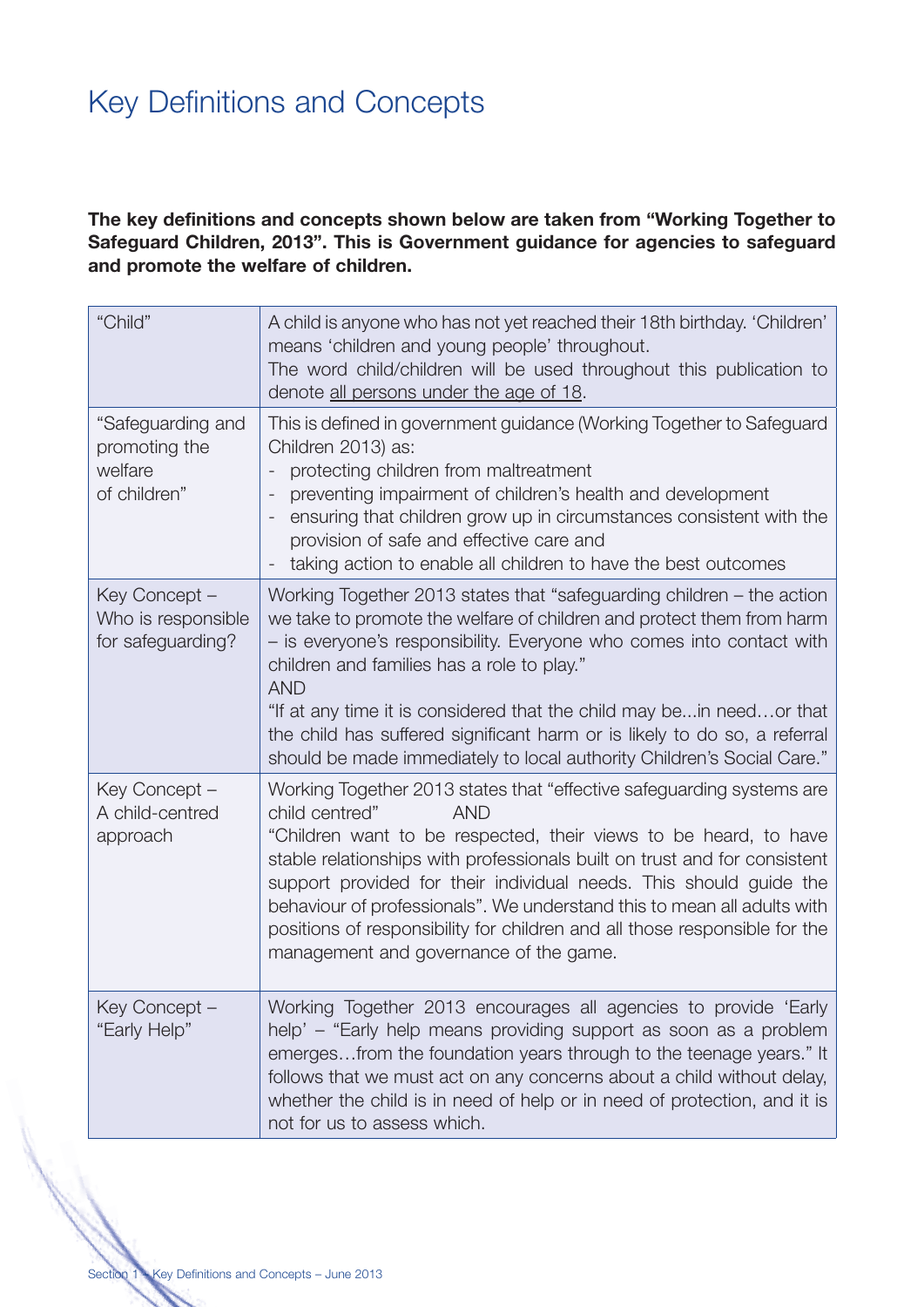# Key Definitions and Concepts

**The key definitions and concepts shown below are taken from "Working Together to Safeguard Children, 2013". This is Government guidance for agencies to safeguard and promote the welfare of children.**

| | |
|---|---|
| "Child" | A child is anyone who has not yet reached their 18th birthday. 'Children' means 'children and young people' throughout.<br>The word child/children will be used throughout this publication to denote all persons under the age of 18. |
| "Safeguarding and promoting the welfare of children" | This is defined in government guidance (Working Together to Safeguard Children 2013) as:<br>- protecting children from maltreatment<br>- preventing impairment of children's health and development<br>- ensuring that children grow up in circumstances consistent with the provision of safe and effective care and<br>- taking action to enable all children to have the best outcomes |
| Key Concept – Who is responsible for safeguarding? | Working Together 2013 states that "safeguarding children – the action we take to promote the welfare of children and protect them from harm – is everyone's responsibility. Everyone who comes into contact with children and families has a role to play."<br>AND<br>"If at any time it is considered that the child may be...in need…or that the child has suffered significant harm or is likely to do so, a referral should be made immediately to local authority Children's Social Care." |
| Key Concept – A child-centred approach | Working Together 2013 states that "effective safeguarding systems are child centred" AND<br>"Children want to be respected, their views to be heard, to have stable relationships with professionals built on trust and for consistent support provided for their individual needs. This should guide the behaviour of professionals". We understand this to mean all adults with positions of responsibility for children and all those responsible for the management and governance of the game. |
| Key Concept – "Early Help" | Working Together 2013 encourages all agencies to provide 'Early help' – "Early help means providing support as soon as a problem emerges…from the foundation years through to the teenage years." It follows that we must act on any concerns about a child without delay, whether the child is in need of help or in need of protection, and it is not for us to assess which. |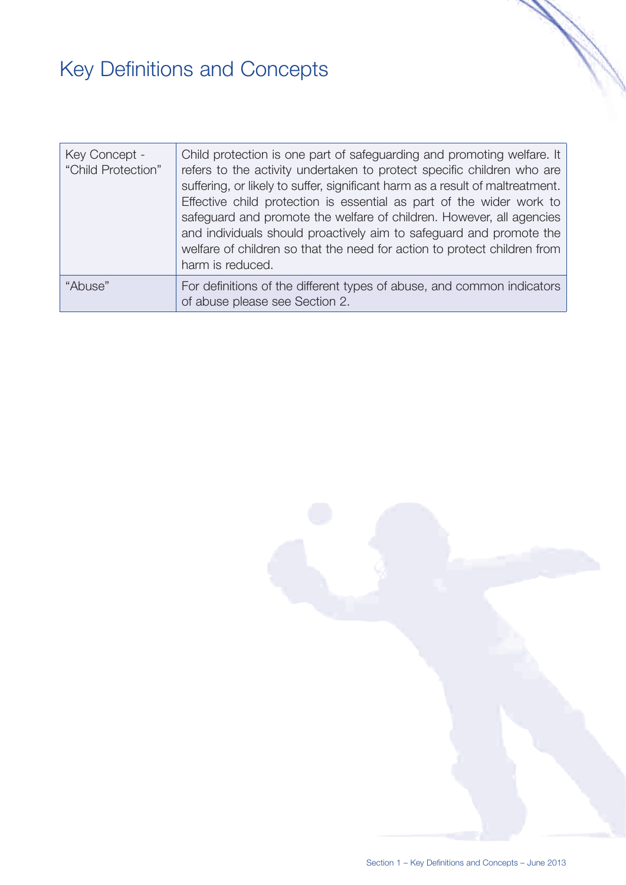# Key Definitions and Concepts

| | |
|---|---|
| Key Concept - "Child Protection" | Child protection is one part of safeguarding and promoting welfare. It refers to the activity undertaken to protect specific children who are suffering, or likely to suffer, significant harm as a result of maltreatment. Effective child protection is essential as part of the wider work to safeguard and promote the welfare of children. However, all agencies and individuals should proactively aim to safeguard and promote the welfare of children so that the need for action to protect children from harm is reduced. |
| "Abuse" | For definitions of the different types of abuse, and common indicators of abuse please see Section 2. |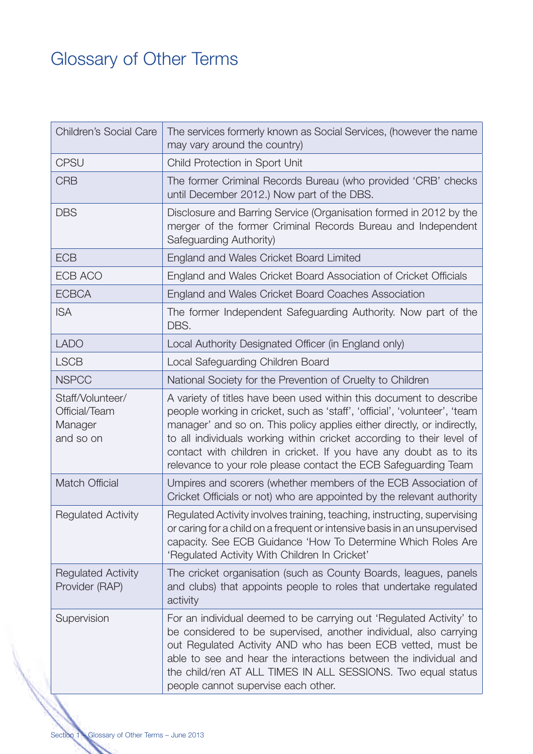# Glossary of Other Terms

| | |
|---|---|
| Children's Social Care | The services formerly known as Social Services, (however the name may vary around the country) |
| CPSU | Child Protection in Sport Unit |
| CRB | The former Criminal Records Bureau (who provided 'CRB' checks until December 2012.) Now part of the DBS. |
| DBS | Disclosure and Barring Service (Organisation formed in 2012 by the merger of the former Criminal Records Bureau and Independent Safeguarding Authority) |
| ECB | England and Wales Cricket Board Limited |
| ECB ACO | England and Wales Cricket Board Association of Cricket Officials |
| ECBCA | England and Wales Cricket Board Coaches Association |
| ISA | The former Independent Safeguarding Authority. Now part of the DBS. |
| LADO | Local Authority Designated Officer (in England only) |
| LSCB | Local Safeguarding Children Board |
| NSPCC | National Society for the Prevention of Cruelty to Children |
| Staff/Volunteer/ Official/Team Manager and so on | A variety of titles have been used within this document to describe people working in cricket, such as 'staff', 'official', 'volunteer', 'team manager' and so on. This policy applies either directly, or indirectly, to all individuals working within cricket according to their level of contact with children in cricket. If you have any doubt as to its relevance to your role please contact the ECB Safeguarding Team |
| Match Official | Umpires and scorers (whether members of the ECB Association of Cricket Officials or not) who are appointed by the relevant authority |
| Regulated Activity | Regulated Activity involves training, teaching, instructing, supervising or caring for a child on a frequent or intensive basis in an unsupervised capacity. See ECB Guidance 'How To Determine Which Roles Are 'Regulated Activity With Children In Cricket' |
| Regulated Activity Provider (RAP) | The cricket organisation (such as County Boards, leagues, panels and clubs) that appoints people to roles that undertake regulated activity |
| Supervision | For an individual deemed to be carrying out 'Regulated Activity' to be considered to be supervised, another individual, also carrying out Regulated Activity AND who has been ECB vetted, must be able to see and hear the interactions between the individual and the child/ren AT ALL TIMES IN ALL SESSIONS. Two equal status people cannot supervise each other. |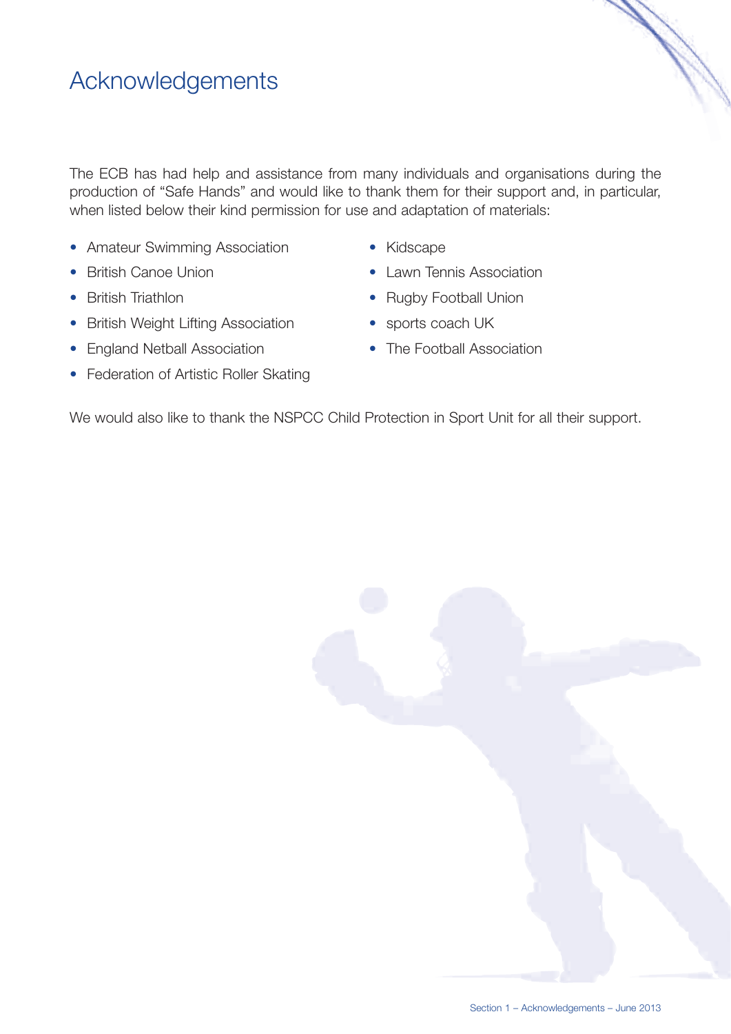# Acknowledgements

The ECB has had help and assistance from many individuals and organisations during the production of "Safe Hands" and would like to thank them for their support and, in particular, when listed below their kind permission for use and adaptation of materials:

- Amateur Swimming Association
- British Canoe Union
- British Triathlon
- British Weight Lifting Association
- England Netball Association
- Federation of Artistic Roller Skating
- Kidscape
- Lawn Tennis Association
- Rugby Football Union
- sports coach UK
- The Football Association

We would also like to thank the NSPCC Child Protection in Sport Unit for all their support.